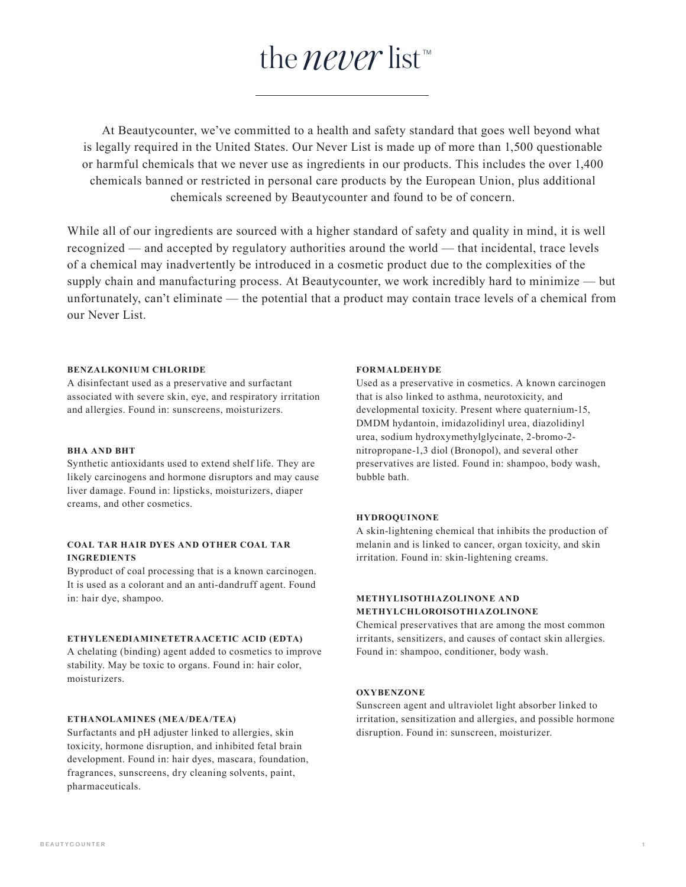# the *never* list™

At Beautycounter, we've committed to a health and safety standard that goes well beyond what is legally required in the United States. Our Never List is made up of more than 1,500 questionable or harmful chemicals that we never use as ingredients in our products. This includes the over 1,400 chemicals banned or restricted in personal care products by the European Union, plus additional chemicals screened by Beautycounter and found to be of concern.

While all of our ingredients are sourced with a higher standard of safety and quality in mind, it is well recognized — and accepted by regulatory authorities around the world — that incidental, trace levels of a chemical may inadvertently be introduced in a cosmetic product due to the complexities of the supply chain and manufacturing process. At Beautycounter, we work incredibly hard to minimize — but unfortunately, can't eliminate — the potential that a product may contain trace levels of a chemical from our Never List.

**BENZALKONIUM CHLORIDE**
A disinfectant used as a preservative and surfactant associated with severe skin, eye, and respiratory irritation and allergies. Found in: sunscreens, moisturizers.

**BHA AND BHT**
Synthetic antioxidants used to extend shelf life. They are likely carcinogens and hormone disruptors and may cause liver damage. Found in: lipsticks, moisturizers, diaper creams, and other cosmetics.

**COAL TAR HAIR DYES AND OTHER COAL TAR INGREDIENTS**
Byproduct of coal processing that is a known carcinogen. It is used as a colorant and an anti-dandruff agent. Found in: hair dye, shampoo.

**ETHYLENEDIAMINETETRAACETIC ACID (EDTA)**
A chelating (binding) agent added to cosmetics to improve stability. May be toxic to organs. Found in: hair color, moisturizers.

**ETHANOLAMINES (MEA/DEA/TEA)**
Surfactants and pH adjuster linked to allergies, skin toxicity, hormone disruption, and inhibited fetal brain development. Found in: hair dyes, mascara, foundation, fragrances, sunscreens, dry cleaning solvents, paint, pharmaceuticals.

**FORMALDEHYDE**
Used as a preservative in cosmetics. A known carcinogen that is also linked to asthma, neurotoxicity, and developmental toxicity. Present where quaternium-15, DMDM hydantoin, imidazolidinyl urea, diazolidinyl urea, sodium hydroxymethylglycinate, 2-bromo-2-nitropropane-1,3 diol (Bronopol), and several other preservatives are listed. Found in: shampoo, body wash, bubble bath.

**HYDROQUINONE**
A skin-lightening chemical that inhibits the production of melanin and is linked to cancer, organ toxicity, and skin irritation. Found in: skin-lightening creams.

**METHYLISOTHIAZOLINONE AND METHYLCHLOROISOTHIAZOLINONE**
Chemical preservatives that are among the most common irritants, sensitizers, and causes of contact skin allergies. Found in: shampoo, conditioner, body wash.

**OXYBENZONE**
Sunscreen agent and ultraviolet light absorber linked to irritation, sensitization and allergies, and possible hormone disruption. Found in: sunscreen, moisturizer.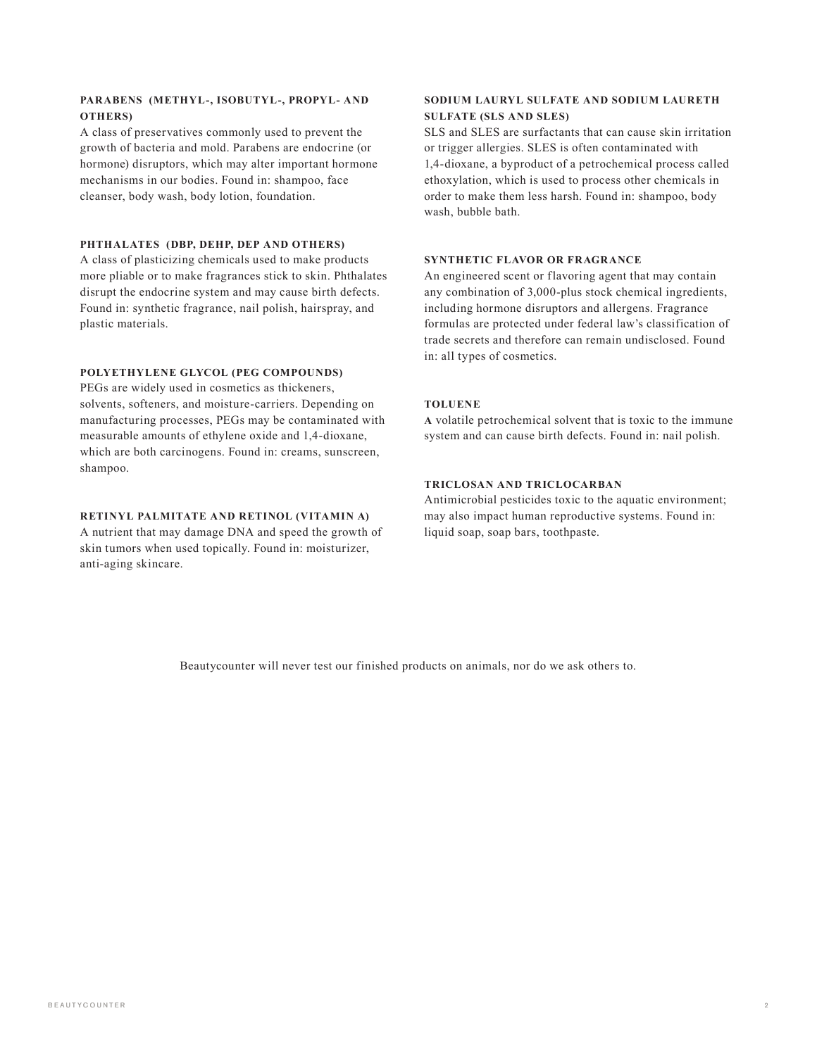### PARABENS (METHYL-, ISOBUTYL-, PROPYL- AND OTHERS)

A class of preservatives commonly used to prevent the growth of bacteria and mold. Parabens are endocrine (or hormone) disruptors, which may alter important hormone mechanisms in our bodies. Found in: shampoo, face cleanser, body wash, body lotion, foundation.

### PHTHALATES (DBP, DEHP, DEP AND OTHERS)

A class of plasticizing chemicals used to make products more pliable or to make fragrances stick to skin. Phthalates disrupt the endocrine system and may cause birth defects. Found in: synthetic fragrance, nail polish, hairspray, and plastic materials.

### POLYETHYLENE GLYCOL (PEG COMPOUNDS)

PEGs are widely used in cosmetics as thickeners, solvents, softeners, and moisture-carriers. Depending on manufacturing processes, PEGs may be contaminated with measurable amounts of ethylene oxide and 1,4-dioxane, which are both carcinogens. Found in: creams, sunscreen, shampoo.

### RETINYL PALMITATE AND RETINOL (VITAMIN A)

A nutrient that may damage DNA and speed the growth of skin tumors when used topically. Found in: moisturizer, anti-aging skincare.

### SODIUM LAURYL SULFATE AND SODIUM LAURETH SULFATE (SLS AND SLES)

SLS and SLES are surfactants that can cause skin irritation or trigger allergies. SLES is often contaminated with 1,4-dioxane, a byproduct of a petrochemical process called ethoxylation, which is used to process other chemicals in order to make them less harsh. Found in: shampoo, body wash, bubble bath.

### SYNTHETIC FLAVOR OR FRAGRANCE

An engineered scent or flavoring agent that may contain any combination of 3,000-plus stock chemical ingredients, including hormone disruptors and allergens. Fragrance formulas are protected under federal law's classification of trade secrets and therefore can remain undisclosed. Found in: all types of cosmetics.

### TOLUENE

**A** volatile petrochemical solvent that is toxic to the immune system and can cause birth defects. Found in: nail polish.

### TRICLOSAN AND TRICLOCARBAN

Antimicrobial pesticides toxic to the aquatic environment; may also impact human reproductive systems. Found in: liquid soap, soap bars, toothpaste.

Beautycounter will never test our finished products on animals, nor do we ask others to.